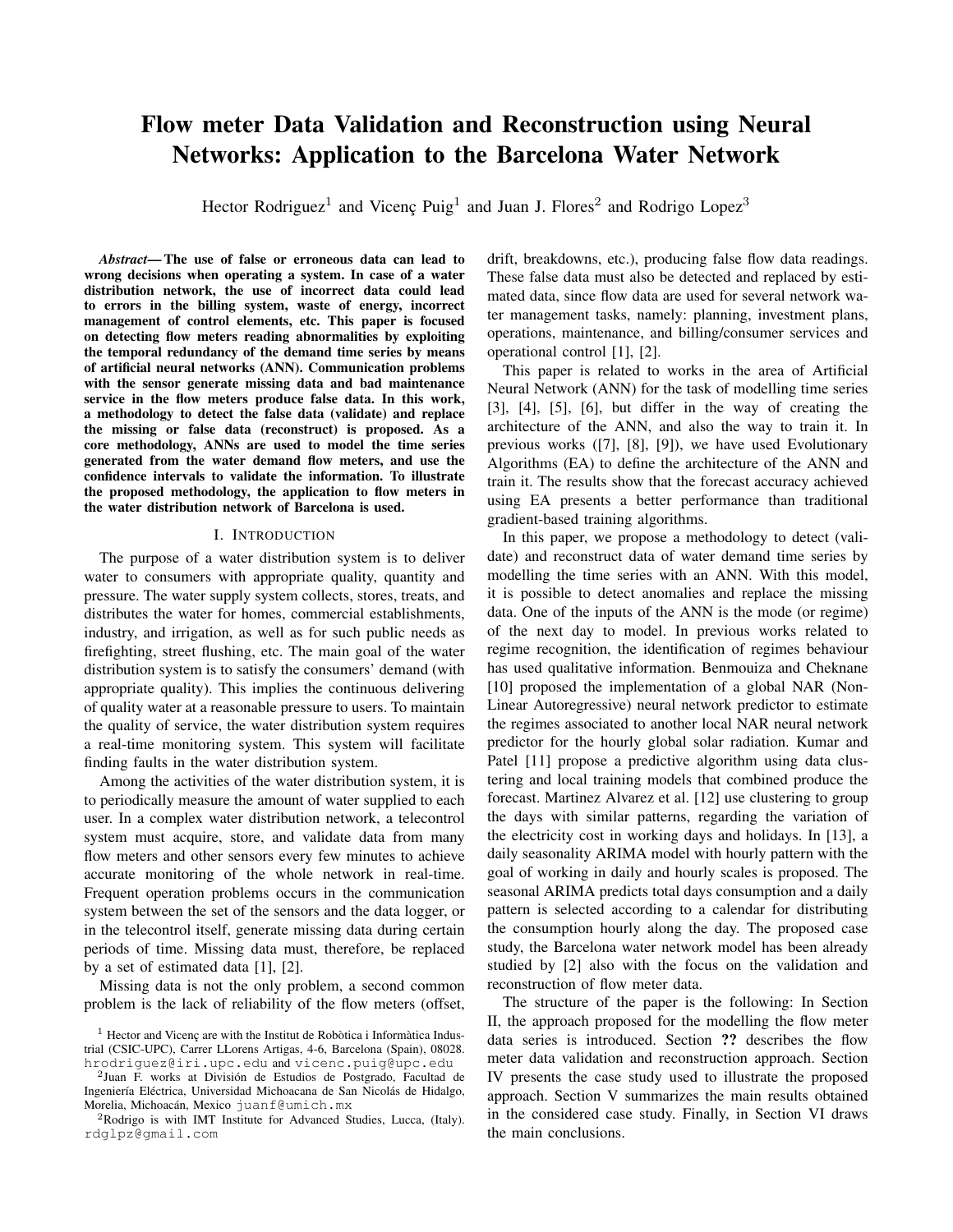# Flow meter Data Validation and Reconstruction using Neural Networks: Application to the Barcelona Water Network

Hector Rodriguez[1] and Vicenç Puig[1] and Juan J. Flores[2] and Rodrigo Lopez[3]

***Abstract*— The use of false or erroneous data can lead to wrong decisions when operating a system. In case of a water distribution network, the use of incorrect data could lead to errors in the billing system, waste of energy, incorrect management of control elements, etc. This paper is focused on detecting flow meters reading abnormalities by exploiting the temporal redundancy of the demand time series by means of artificial neural networks (ANN). Communication problems with the sensor generate missing data and bad maintenance service in the flow meters produce false data. In this work, a methodology to detect the false data (validate) and replace the missing or false data (reconstruct) is proposed. As a core methodology, ANNs are used to model the time series generated from the water demand flow meters, and use the confidence intervals to validate the information. To illustrate the proposed methodology, the application to flow meters in the water distribution network of Barcelona is used.**

## I. Introduction

The purpose of a water distribution system is to deliver water to consumers with appropriate quality, quantity and pressure. The water supply system collects, stores, treats, and distributes the water for homes, commercial establishments, industry, and irrigation, as well as for such public needs as firefighting, street flushing, etc. The main goal of the water distribution system is to satisfy the consumers' demand (with appropriate quality). This implies the continuous delivering of quality water at a reasonable pressure to users. To maintain the quality of service, the water distribution system requires a real-time monitoring system. This system will facilitate finding faults in the water distribution system.

Among the activities of the water distribution system, it is to periodically measure the amount of water supplied to each user. In a complex water distribution network, a telecontrol system must acquire, store, and validate data from many flow meters and other sensors every few minutes to achieve accurate monitoring of the whole network in real-time. Frequent operation problems occurs in the communication system between the set of the sensors and the data logger, or in the telecontrol itself, generate missing data during certain periods of time. Missing data must, therefore, be replaced by a set of estimated data [1], [2].

Missing data is not the only problem, a second common problem is the lack of reliability of the flow meters (offset, drift, breakdowns, etc.), producing false flow data readings. These false data must also be detected and replaced by estimated data, since flow data are used for several network water management tasks, namely: planning, investment plans, operations, maintenance, and billing/consumer services and operational control [1], [2].

This paper is related to works in the area of Artificial Neural Network (ANN) for the task of modelling time series [3], [4], [5], [6], but differ in the way of creating the architecture of the ANN, and also the way to train it. In previous works ([7], [8], [9]), we have used Evolutionary Algorithms (EA) to define the architecture of the ANN and train it. The results show that the forecast accuracy achieved using EA presents a better performance than traditional gradient-based training algorithms.

In this paper, we propose a methodology to detect (validate) and reconstruct data of water demand time series by modelling the time series with an ANN. With this model, it is possible to detect anomalies and replace the missing data. One of the inputs of the ANN is the mode (or regime) of the next day to model. In previous works related to regime recognition, the identification of regimes behaviour has used qualitative information. Benmouiza and Cheknane [10] proposed the implementation of a global NAR (Non-Linear Autoregressive) neural network predictor to estimate the regimes associated to another local NAR neural network predictor for the hourly global solar radiation. Kumar and Patel [11] propose a predictive algorithm using data clustering and local training models that combined produce the forecast. Martinez Alvarez et al. [12] use clustering to group the days with similar patterns, regarding the variation of the electricity cost in working days and holidays. In [13], a daily seasonality ARIMA model with hourly pattern with the goal of working in daily and hourly scales is proposed. The seasonal ARIMA predicts total days consumption and a daily pattern is selected according to a calendar for distributing the consumption hourly along the day. The proposed case study, the Barcelona water network model has been already studied by [2] also with the focus on the validation and reconstruction of flow meter data.

The structure of the paper is the following: In Section II, the approach proposed for the modelling the flow meter data series is introduced. Section **??** describes the flow meter data validation and reconstruction approach. Section IV presents the case study used to illustrate the proposed approach. Section V summarizes the main results obtained in the considered case study. Finally, in Section VI draws the main conclusions.

[1] Hector and Vicenç are with the Institut de Robòtica i Informàtica Industrial (CSIC-UPC), Carrer LLorens Artigas, 4-6, Barcelona (Spain), 08028. hrodriguez@iri.upc.edu and vicenc.puig@upc.edu

[2] Juan F. works at División de Estudios de Postgrado, Facultad de Ingeniería Eléctrica, Universidad Michoacana de San Nicolás de Hidalgo, Morelia, Michoacán, Mexico juanf@umich.mx

[2] Rodrigo is with IMT Institute for Advanced Studies, Lucca, (Italy). rdglpz@gmail.com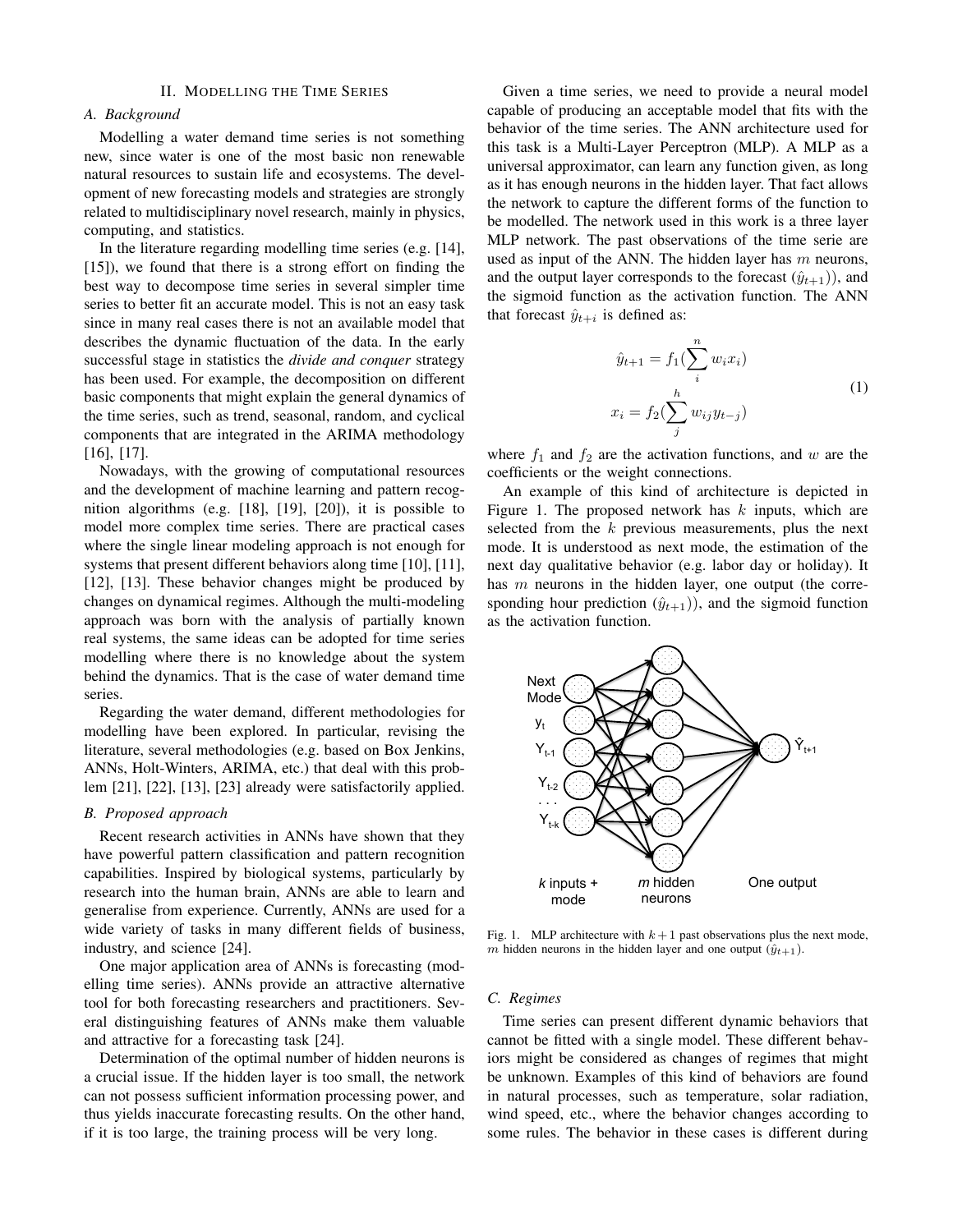## II. Modelling the Time Series

### A. Background

Modelling a water demand time series is not something new, since water is one of the most basic non renewable natural resources to sustain life and ecosystems. The development of new forecasting models and strategies are strongly related to multidisciplinary novel research, mainly in physics, computing, and statistics.

In the literature regarding modelling time series (e.g. [14], [15]), we found that there is a strong effort on finding the best way to decompose time series in several simpler time series to better fit an accurate model. This is not an easy task since in many real cases there is not an available model that describes the dynamic fluctuation of the data. In the early successful stage in statistics the *divide and conquer* strategy has been used. For example, the decomposition on different basic components that might explain the general dynamics of the time series, such as trend, seasonal, random, and cyclical components that are integrated in the ARIMA methodology [16], [17].

Nowadays, with the growing of computational resources and the development of machine learning and pattern recognition algorithms (e.g. [18], [19], [20]), it is possible to model more complex time series. There are practical cases where the single linear modeling approach is not enough for systems that present different behaviors along time [10], [11], [12], [13]. These behavior changes might be produced by changes on dynamical regimes. Although the multi-modeling approach was born with the analysis of partially known real systems, the same ideas can be adopted for time series modelling where there is no knowledge about the system behind the dynamics. That is the case of water demand time series.

Regarding the water demand, different methodologies for modelling have been explored. In particular, revising the literature, several methodologies (e.g. based on Box Jenkins, ANNs, Holt-Winters, ARIMA, etc.) that deal with this problem [21], [22], [13], [23] already were satisfactorily applied.

### B. Proposed approach

Recent research activities in ANNs have shown that they have powerful pattern classification and pattern recognition capabilities. Inspired by biological systems, particularly by research into the human brain, ANNs are able to learn and generalise from experience. Currently, ANNs are used for a wide variety of tasks in many different fields of business, industry, and science [24].

One major application area of ANNs is forecasting (modelling time series). ANNs provide an attractive alternative tool for both forecasting researchers and practitioners. Several distinguishing features of ANNs make them valuable and attractive for a forecasting task [24].

Determination of the optimal number of hidden neurons is a crucial issue. If the hidden layer is too small, the network can not possess sufficient information processing power, and thus yields inaccurate forecasting results. On the other hand, if it is too large, the training process will be very long.

Given a time series, we need to provide a neural model capable of producing an acceptable model that fits with the behavior of the time series. The ANN architecture used for this task is a Multi-Layer Perceptron (MLP). A MLP as a universal approximator, can learn any function given, as long as it has enough neurons in the hidden layer. That fact allows the network to capture the different forms of the function to be modelled. The network used in this work is a three layer MLP network. The past observations of the time serie are used as input of the ANN. The hidden layer has $m$ neurons, and the output layer corresponds to the forecast ($\hat{y}_{t+1}$)), and the sigmoid function as the activation function. The ANN that forecast $\hat{y}_{t+i}$ is defined as:

$$
\begin{aligned}
\hat{y}_{t+1} &= f_1\left(\sum_{i}^{n} w_i x_i\right) \\
x_i &= f_2\left(\sum_{j}^{h} w_{ij} y_{t-j}\right)
\end{aligned}
\tag{1}
$$

where $f_1$ and $f_2$ are the activation functions, and $w$ are the coefficients or the weight connections.

An example of this kind of architecture is depicted in Figure 1. The proposed network has $k$ inputs, which are selected from the $k$ previous measurements, plus the next mode. It is understood as next mode, the estimation of the next day qualitative behavior (e.g. labor day or holiday). It has $m$ neurons in the hidden layer, one output (the corresponding hour prediction ($\hat{y}_{t+1}$)), and the sigmoid function as the activation function.

Fig. 1. MLP architecture with $k+1$ past observations plus the next mode, $m$ hidden neurons in the hidden layer and one output ($\hat{y}_{t+1}$).

### C. Regimes

Time series can present different dynamic behaviors that cannot be fitted with a single model. These different behaviors might be considered as changes of regimes that might be unknown. Examples of this kind of behaviors are found in natural processes, such as temperature, solar radiation, wind speed, etc., where the behavior changes according to some rules. The behavior in these cases is different during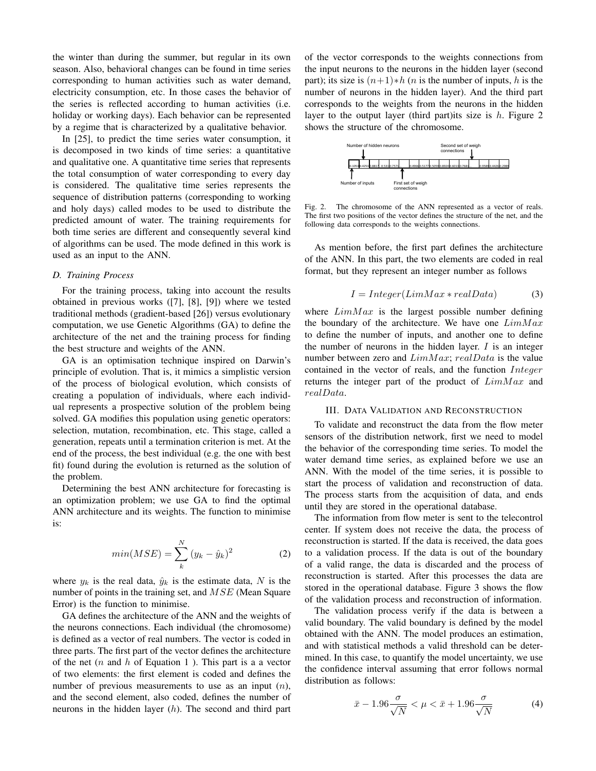the winter than during the summer, but regular in its own season. Also, behavioral changes can be found in time series corresponding to human activities such as water demand, electricity consumption, etc. In those cases the behavior of the series is reflected according to human activities (i.e. holiday or working days). Each behavior can be represented by a regime that is characterized by a qualitative behavior.

In [25], to predict the time series water consumption, it is decomposed in two kinds of time series: a quantitative and qualitative one. A quantitative time series that represents the total consumption of water corresponding to every day is considered. The qualitative time series represents the sequence of distribution patterns (corresponding to working and holy days) called modes to be used to distribute the predicted amount of water. The training requirements for both time series are different and consequently several kind of algorithms can be used. The mode defined in this work is used as an input to the ANN.

### D. Training Process

For the training process, taking into account the results obtained in previous works ([7], [8], [9]) where we tested traditional methods (gradient-based [26]) versus evolutionary computation, we use Genetic Algorithms (GA) to define the architecture of the net and the training process for finding the best structure and weights of the ANN.

GA is an optimisation technique inspired on Darwin's principle of evolution. That is, it mimics a simplistic version of the process of biological evolution, which consists of creating a population of individuals, where each individual represents a prospective solution of the problem being solved. GA modifies this population using genetic operators: selection, mutation, recombination, etc. This stage, called a generation, repeats until a termination criterion is met. At the end of the process, the best individual (e.g. the one with best fit) found during the evolution is returned as the solution of the problem.

Determining the best ANN architecture for forecasting is an optimization problem; we use GA to find the optimal ANN architecture and its weights. The function to minimise is:

$$min(MSE) = \sum_{k}^{N} (y_k - \hat{y}_k)^2 \tag{2}$$

where $y_k$ is the real data, $\hat{y}_k$ is the estimate data, $N$ is the number of points in the training set, and $MSE$ (Mean Square Error) is the function to minimise.

GA defines the architecture of the ANN and the weights of the neurons connections. Each individual (the chromosome) is defined as a vector of real numbers. The vector is coded in three parts. The first part of the vector defines the architecture of the net ($n$ and $h$ of Equation 1 ). This part is a a vector of two elements: the first element is coded and defines the number of previous measurements to use as an input ($n$), and the second element, also coded, defines the number of neurons in the hidden layer ($h$). The second and third part of the vector corresponds to the weights connections from the input neurons to the neurons in the hidden layer (second part); its size is $(n+1)*h$ ($n$ is the number of inputs, $h$ is the number of neurons in the hidden layer). And the third part corresponds to the weights from the neurons in the hidden layer to the output layer (third part)its size is $h$. Figure 2 shows the structure of the chromosome.

Fig. 2. The chromosome of the ANN represented as a vector of reals. The first two positions of the vector defines the structure of the net, and the following data corresponds to the weights connections.

As mention before, the first part defines the architecture of the ANN. In this part, the two elements are coded in real format, but they represent an integer number as follows

$$I = Integer(LimMax * realData) \tag{3}$$

where $LimMax$ is the largest possible number defining the boundary of the architecture. We have one $LimMax$ to define the number of inputs, and another one to define the number of neurons in the hidden layer. $I$ is an integer number between zero and $LimMax$; $realData$ is the value contained in the vector of reals, and the function $Integer$ returns the integer part of the product of $LimMax$ and $realData$.

## III. Data Validation and Reconstruction

To validate and reconstruct the data from the flow meter sensors of the distribution network, first we need to model the behavior of the corresponding time series. To model the water demand time series, as explained before we use an ANN. With the model of the time series, it is possible to start the process of validation and reconstruction of data. The process starts from the acquisition of data, and ends until they are stored in the operational database.

The information from flow meter is sent to the telecontrol center. If system does not receive the data, the process of reconstruction is started. If the data is received, the data goes to a validation process. If the data is out of the boundary of a valid range, the data is discarded and the process of reconstruction is started. After this processes the data are stored in the operational database. Figure 3 shows the flow of the validation process and reconstruction of information.

The validation process verify if the data is between a valid boundary. The valid boundary is defined by the model obtained with the ANN. The model produces an estimation, and with statistical methods a valid threshold can be determined. In this case, to quantify the model uncertainty, we use the confidence interval assuming that error follows normal distribution as follows:

$$\bar{x} - 1.96\frac{\sigma}{\sqrt{N}} < \mu < \bar{x} + 1.96\frac{\sigma}{\sqrt{N}} \tag{4}$$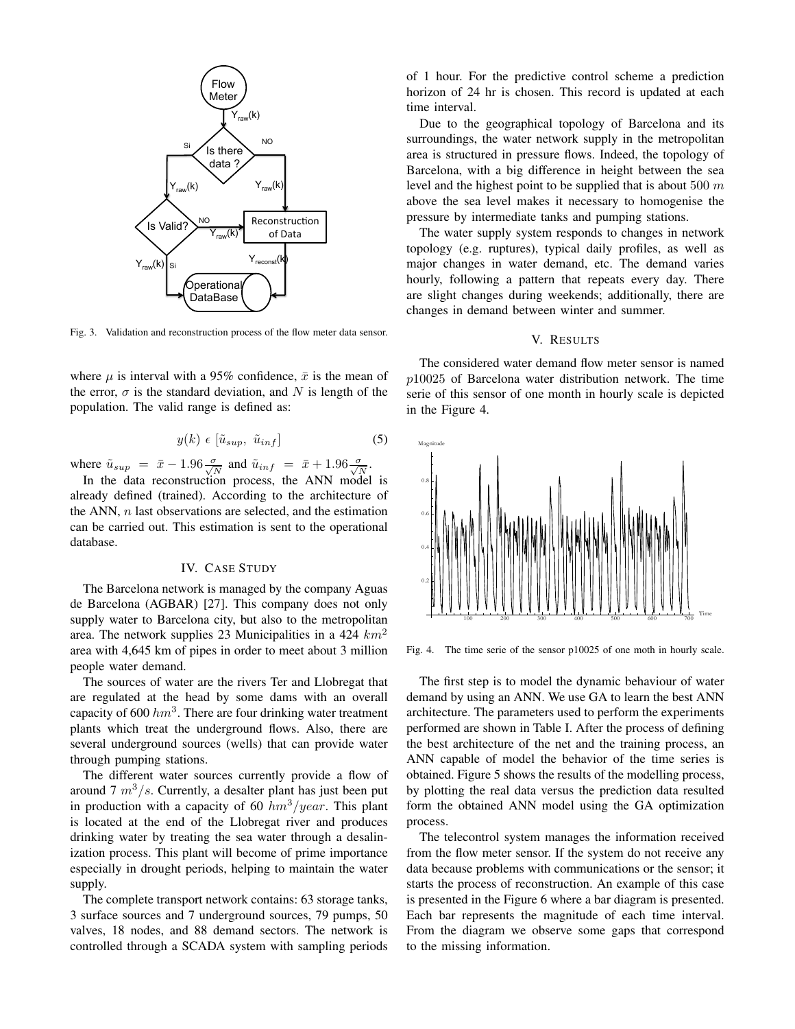Fig. 3. Validation and reconstruction process of the flow meter data sensor.

where $\mu$ is interval with a 95% confidence, $\bar{x}$ is the mean of the error, $\sigma$ is the standard deviation, and $N$ is length of the population. The valid range is defined as:

$$y(k) \; \epsilon \; [\tilde{u}_{sup}, \; \tilde{u}_{inf}] \tag{5}$$

where $\tilde{u}_{sup} = \bar{x} - 1.96\frac{\sigma}{\sqrt{N}}$ and $\tilde{u}_{inf} = \bar{x} + 1.96\frac{\sigma}{\sqrt{N}}$.

In the data reconstruction process, the ANN model is already defined (trained). According to the architecture of the ANN, $n$ last observations are selected, and the estimation can be carried out. This estimation is sent to the operational database.

## IV. Case Study

The Barcelona network is managed by the company Aguas de Barcelona (AGBAR) [27]. This company does not only supply water to Barcelona city, but also to the metropolitan area. The network supplies 23 Municipalities in a 424 $km^2$ area with 4,645 km of pipes in order to meet about 3 million people water demand.

The sources of water are the rivers Ter and Llobregat that are regulated at the head by some dams with an overall capacity of 600 $hm^3$. There are four drinking water treatment plants which treat the underground flows. Also, there are several underground sources (wells) that can provide water through pumping stations.

The different water sources currently provide a flow of around 7 $m^3/s$. Currently, a desalter plant has just been put in production with a capacity of 60 $hm^3/year$. This plant is located at the end of the Llobregat river and produces drinking water by treating the sea water through a desalinization process. This plant will become of prime importance especially in drought periods, helping to maintain the water supply.

The complete transport network contains: 63 storage tanks, 3 surface sources and 7 underground sources, 79 pumps, 50 valves, 18 nodes, and 88 demand sectors. The network is controlled through a SCADA system with sampling periods of 1 hour. For the predictive control scheme a prediction horizon of 24 hr is chosen. This record is updated at each time interval.

Due to the geographical topology of Barcelona and its surroundings, the water network supply in the metropolitan area is structured in pressure flows. Indeed, the topology of Barcelona, with a big difference in height between the sea level and the highest point to be supplied that is about 500 $m$ above the sea level makes it necessary to homogenise the pressure by intermediate tanks and pumping stations.

The water supply system responds to changes in network topology (e.g. ruptures), typical daily profiles, as well as major changes in water demand, etc. The demand varies hourly, following a pattern that repeats every day. There are slight changes during weekends; additionally, there are changes in demand between winter and summer.

## V. Results

The considered water demand flow meter sensor is named $p10025$ of Barcelona water distribution network. The time serie of this sensor of one month in hourly scale is depicted in the Figure 4.

Fig. 4. The time serie of the sensor p10025 of one moth in hourly scale.

The first step is to model the dynamic behaviour of water demand by using an ANN. We use GA to learn the best ANN architecture. The parameters used to perform the experiments performed are shown in Table I. After the process of defining the best architecture of the net and the training process, an ANN capable of model the behavior of the time series is obtained. Figure 5 shows the results of the modelling process, by plotting the real data versus the prediction data resulted form the obtained ANN model using the GA optimization process.

The telecontrol system manages the information received from the flow meter sensor. If the system do not receive any data because problems with communications or the sensor; it starts the process of reconstruction. An example of this case is presented in the Figure 6 where a bar diagram is presented. Each bar represents the magnitude of each time interval. From the diagram we observe some gaps that correspond to the missing information.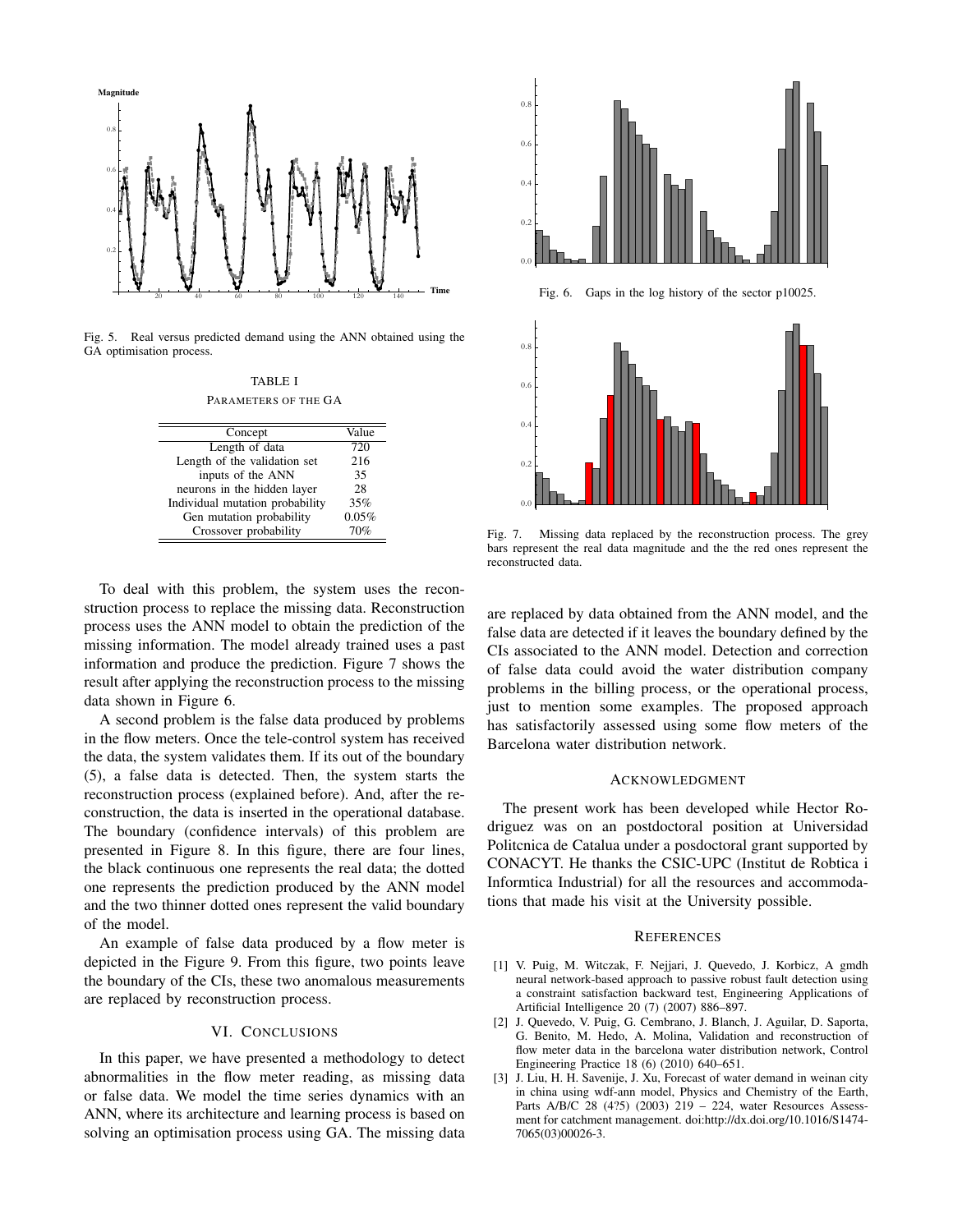Fig. 5. Real versus predicted demand using the ANN obtained using the GA optimisation process.

TABLE I

PARAMETERS OF THE GA

| Concept | Value |
|---|---|
| Length of data | 720 |
| Length of the validation set | 216 |
| inputs of the ANN | 35 |
| neurons in the hidden layer | 28 |
| Individual mutation probability | 35% |
| Gen mutation probability | 0.05% |
| Crossover probability | 70% |

To deal with this problem, the system uses the reconstruction process to replace the missing data. Reconstruction process uses the ANN model to obtain the prediction of the missing information. The model already trained uses a past information and produce the prediction. Figure 7 shows the result after applying the reconstruction process to the missing data shown in Figure 6.

A second problem is the false data produced by problems in the flow meters. Once the tele-control system has received the data, the system validates them. If its out of the boundary (5), a false data is detected. Then, the system starts the reconstruction process (explained before). And, after the reconstruction, the data is inserted in the operational database. The boundary (confidence intervals) of this problem are presented in Figure 8. In this figure, there are four lines, the black continuous one represents the real data; the dotted one represents the prediction produced by the ANN model and the two thinner dotted ones represent the valid boundary of the model.

An example of false data produced by a flow meter is depicted in the Figure 9. From this figure, two points leave the boundary of the CIs, these two anomalous measurements are replaced by reconstruction process.

## VI. CONCLUSIONS

In this paper, we have presented a methodology to detect abnormalities in the flow meter reading, as missing data or false data. We model the time series dynamics with an ANN, where its architecture and learning process is based on solving an optimisation process using GA. The missing data are replaced by data obtained from the ANN model, and the false data are detected if it leaves the boundary defined by the CIs associated to the ANN model. Detection and correction of false data could avoid the water distribution company problems in the billing process, or the operational process, just to mention some examples. The proposed approach has satisfactorily assessed using some flow meters of the Barcelona water distribution network.

Fig. 6. Gaps in the log history of the sector p10025.

Fig. 7. Missing data replaced by the reconstruction process. The grey bars represent the real data magnitude and the the red ones represent the reconstructed data.

## ACKNOWLEDGMENT

The present work has been developed while Hector Rodriguez was on an postdoctoral position at Universidad Politcnica de Catalua under a posdoctoral grant supported by CONACYT. He thanks the CSIC-UPC (Institut de Robtica i Informtica Industrial) for all the resources and accommodations that made his visit at the University possible.

## REFERENCES

[1] V. Puig, M. Witczak, F. Nejjari, J. Quevedo, J. Korbicz, A gmdh neural network-based approach to passive robust fault detection using a constraint satisfaction backward test, Engineering Applications of Artificial Intelligence 20 (7) (2007) 886–897.

[2] J. Quevedo, V. Puig, G. Cembrano, J. Blanch, J. Aguilar, D. Saporta, G. Benito, M. Hedo, A. Molina, Validation and reconstruction of flow meter data in the barcelona water distribution network, Control Engineering Practice 18 (6) (2010) 640–651.

[3] J. Liu, H. H. Savenije, J. Xu, Forecast of water demand in weinan city in china using wdf-ann model, Physics and Chemistry of the Earth, Parts A/B/C 28 (4?5) (2003) 219 – 224, water Resources Assessment for catchment management. doi:http://dx.doi.org/10.1016/S1474-7065(03)00026-3.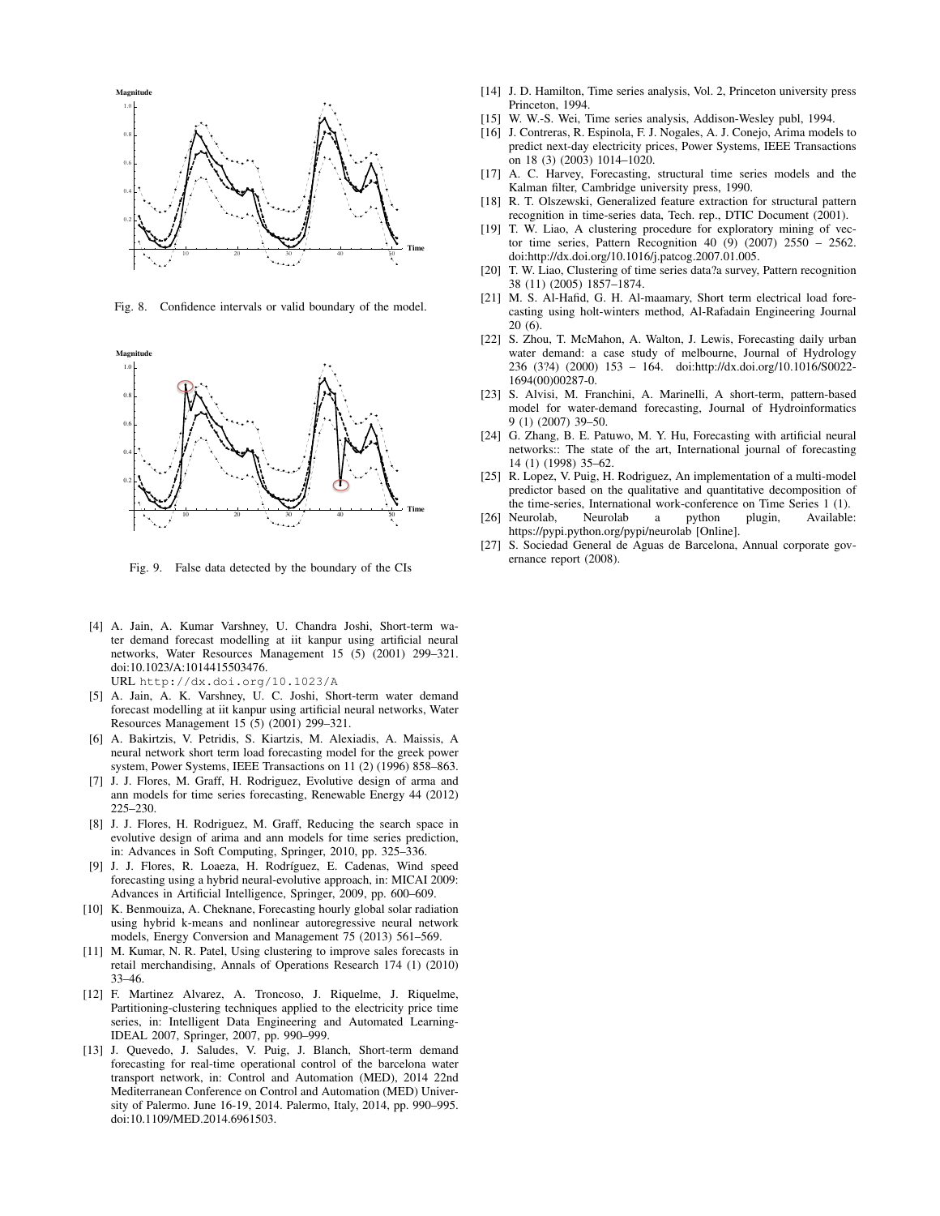Magnitude

1.0

0.8

0.6

0.4

0.2

10

20

30

40

50

Time

Fig. 8. Confidence intervals or valid boundary of the model.

Magnitude

1.0

0.8

0.6

0.4

0.2

10

20

30

40

50

Time

Fig. 9. False data detected by the boundary of the CIs

[4] A. Jain, A. Kumar Varshney, U. Chandra Joshi, Short-term water demand forecast modelling at iit kanpur using artificial neural networks, Water Resources Management 15 (5) (2001) 299–321. doi:10.1023/A:1014415503476.
URL http://dx.doi.org/10.1023/A

[5] A. Jain, A. K. Varshney, U. C. Joshi, Short-term water demand forecast modelling at iit kanpur using artificial neural networks, Water Resources Management 15 (5) (2001) 299–321.

[6] A. Bakirtzis, V. Petridis, S. Kiartzis, M. Alexiadis, A. Maissis, A neural network short term load forecasting model for the greek power system, Power Systems, IEEE Transactions on 11 (2) (1996) 858–863.

[7] J. J. Flores, M. Graff, H. Rodriguez, Evolutive design of arma and ann models for time series forecasting, Renewable Energy 44 (2012) 225–230.

[8] J. J. Flores, H. Rodriguez, M. Graff, Reducing the search space in evolutive design of arima and ann models for time series prediction, in: Advances in Soft Computing, Springer, 2010, pp. 325–336.

[9] J. J. Flores, R. Loaeza, H. Rodríguez, E. Cadenas, Wind speed forecasting using a hybrid neural-evolutive approach, in: MICAI 2009: Advances in Artificial Intelligence, Springer, 2009, pp. 600–609.

[10] K. Benmouiza, A. Cheknane, Forecasting hourly global solar radiation using hybrid k-means and nonlinear autoregressive neural network models, Energy Conversion and Management 75 (2013) 561–569.

[11] M. Kumar, N. R. Patel, Using clustering to improve sales forecasts in retail merchandising, Annals of Operations Research 174 (1) (2010) 33–46.

[12] F. Martinez Alvarez, A. Troncoso, J. Riquelme, J. Riquelme, Partitioning-clustering techniques applied to the electricity price time series, in: Intelligent Data Engineering and Automated Learning-IDEAL 2007, Springer, 2007, pp. 990–999.

[13] J. Quevedo, J. Saludes, V. Puig, J. Blanch, Short-term demand forecasting for real-time operational control of the barcelona water transport network, in: Control and Automation (MED), 2014 22nd Mediterranean Conference on Control and Automation (MED) University of Palermo. June 16-19, 2014. Palermo, Italy, 2014, pp. 990–995. doi:10.1109/MED.2014.6961503.

[14] J. D. Hamilton, Time series analysis, Vol. 2, Princeton university press Princeton, 1994.

[15] W. W.-S. Wei, Time series analysis, Addison-Wesley publ, 1994.

[16] J. Contreras, R. Espinola, F. J. Nogales, A. J. Conejo, Arima models to predict next-day electricity prices, Power Systems, IEEE Transactions on 18 (3) (2003) 1014–1020.

[17] A. C. Harvey, Forecasting, structural time series models and the Kalman filter, Cambridge university press, 1990.

[18] R. T. Olszewski, Generalized feature extraction for structural pattern recognition in time-series data, Tech. rep., DTIC Document (2001).

[19] T. W. Liao, A clustering procedure for exploratory mining of vector time series, Pattern Recognition 40 (9) (2007) 2550 – 2562. doi:http://dx.doi.org/10.1016/j.patcog.2007.01.005.

[20] T. W. Liao, Clustering of time series data?a survey, Pattern recognition 38 (11) (2005) 1857–1874.

[21] M. S. Al-Hafid, G. H. Al-maamary, Short term electrical load forecasting using holt-winters method, Al-Rafadain Engineering Journal 20 (6).

[22] S. Zhou, T. McMahon, A. Walton, J. Lewis, Forecasting daily urban water demand: a case study of melbourne, Journal of Hydrology 236 (3?4) (2000) 153 – 164. doi:http://dx.doi.org/10.1016/S0022-1694(00)00287-0.

[23] S. Alvisi, M. Franchini, A. Marinelli, A short-term, pattern-based model for water-demand forecasting, Journal of Hydroinformatics 9 (1) (2007) 39–50.

[24] G. Zhang, B. E. Patuwo, M. Y. Hu, Forecasting with artificial neural networks:: The state of the art, International journal of forecasting 14 (1) (1998) 35–62.

[25] R. Lopez, V. Puig, H. Rodriguez, An implementation of a multi-model predictor based on the qualitative and quantitative decomposition of the time-series, International work-conference on Time Series 1 (1).

[26] Neurolab, Neurolab a python plugin, Available: https://pypi.python.org/pypi/neurolab [Online].

[27] S. Sociedad General de Aguas de Barcelona, Annual corporate governance report (2008).